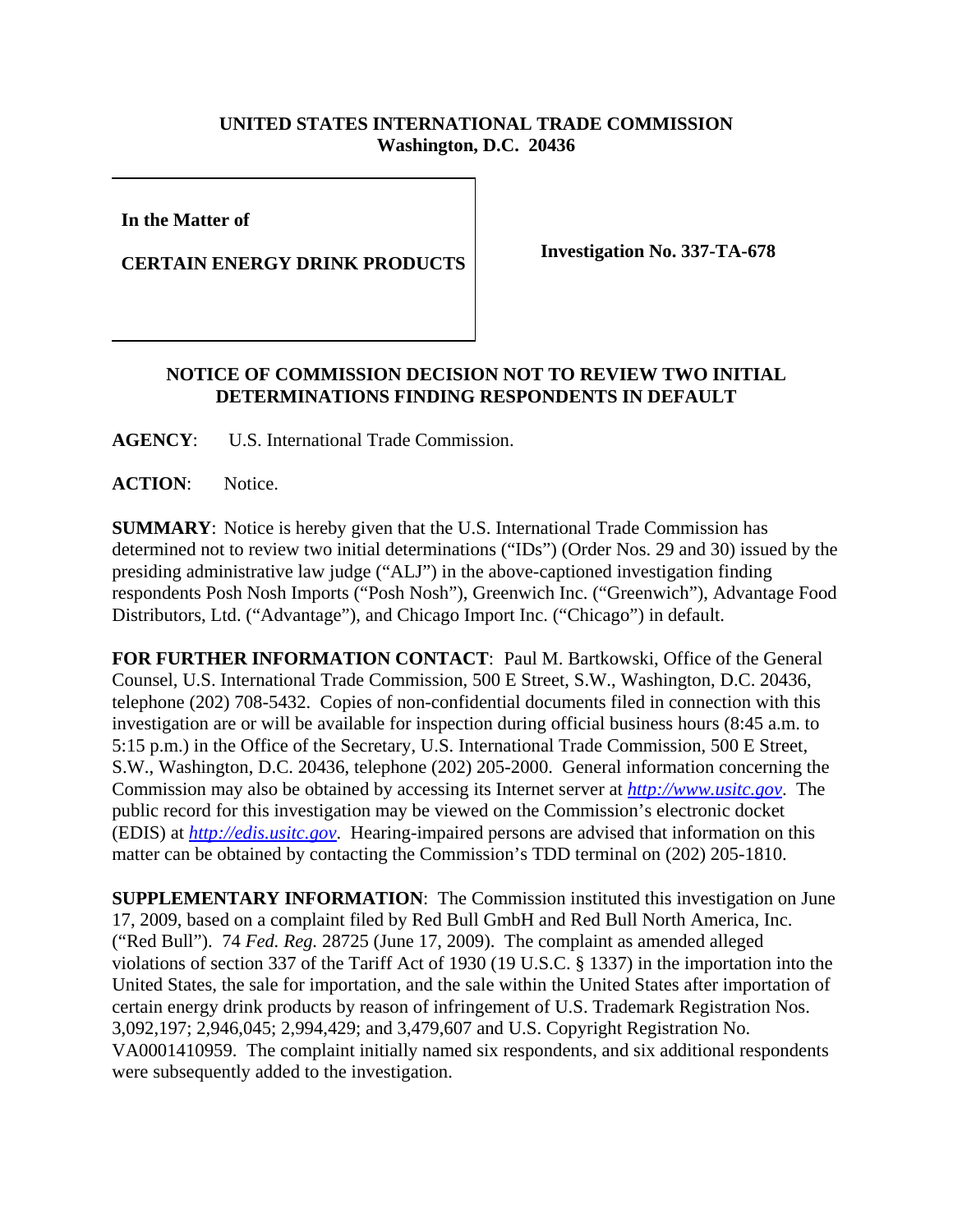**UNITED STATES INTERNATIONAL TRADE COMMISSION**
**Washington, D.C. 20436**

| In the Matter of<br><br>**CERTAIN ENERGY DRINK PRODUCTS** | **Investigation No. 337-TA-678** |
|---|---|

**NOTICE OF COMMISSION DECISION NOT TO REVIEW TWO INITIAL DETERMINATIONS FINDING RESPONDENTS IN DEFAULT**

**AGENCY**: U.S. International Trade Commission.

**ACTION**: Notice.

**SUMMARY**: Notice is hereby given that the U.S. International Trade Commission has determined not to review two initial determinations ("IDs") (Order Nos. 29 and 30) issued by the presiding administrative law judge ("ALJ") in the above-captioned investigation finding respondents Posh Nosh Imports ("Posh Nosh"), Greenwich Inc. ("Greenwich"), Advantage Food Distributors, Ltd. ("Advantage"), and Chicago Import Inc. ("Chicago") in default.

**FOR FURTHER INFORMATION CONTACT**: Paul M. Bartkowski, Office of the General Counsel, U.S. International Trade Commission, 500 E Street, S.W., Washington, D.C. 20436, telephone (202) 708-5432. Copies of non-confidential documents filed in connection with this investigation are or will be available for inspection during official business hours (8:45 a.m. to 5:15 p.m.) in the Office of the Secretary, U.S. International Trade Commission, 500 E Street, S.W., Washington, D.C. 20436, telephone (202) 205-2000. General information concerning the Commission may also be obtained by accessing its Internet server at *http://www.usitc.gov*. The public record for this investigation may be viewed on the Commission's electronic docket (EDIS) at *http://edis.usitc.gov*. Hearing-impaired persons are advised that information on this matter can be obtained by contacting the Commission's TDD terminal on (202) 205-1810.

**SUPPLEMENTARY INFORMATION**: The Commission instituted this investigation on June 17, 2009, based on a complaint filed by Red Bull GmbH and Red Bull North America, Inc. ("Red Bull"). 74 *Fed. Reg.* 28725 (June 17, 2009). The complaint as amended alleged violations of section 337 of the Tariff Act of 1930 (19 U.S.C. § 1337) in the importation into the United States, the sale for importation, and the sale within the United States after importation of certain energy drink products by reason of infringement of U.S. Trademark Registration Nos. 3,092,197; 2,946,045; 2,994,429; and 3,479,607 and U.S. Copyright Registration No. VA0001410959. The complaint initially named six respondents, and six additional respondents were subsequently added to the investigation.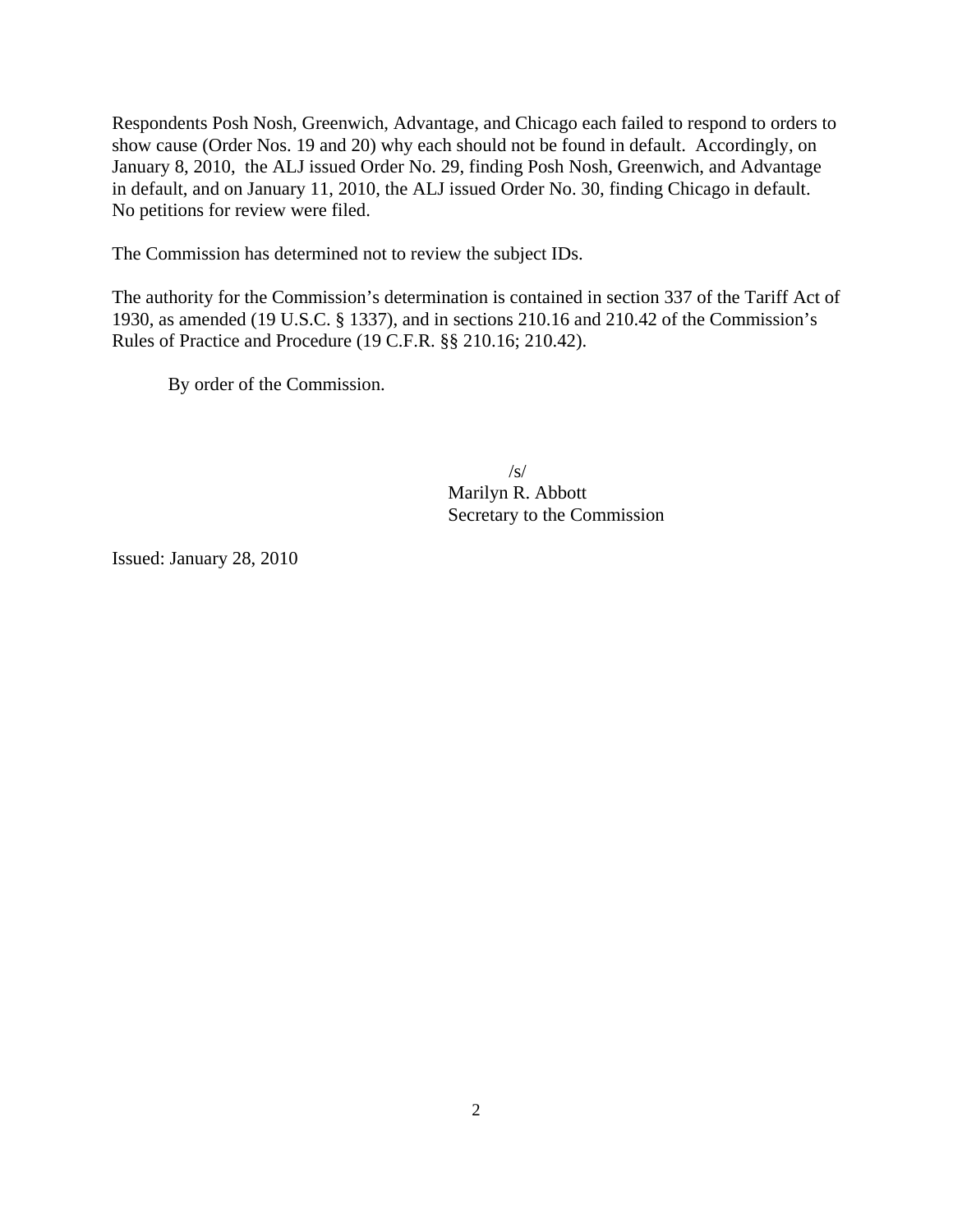Respondents Posh Nosh, Greenwich, Advantage, and Chicago each failed to respond to orders to show cause (Order Nos. 19 and 20) why each should not be found in default. Accordingly, on January 8, 2010, the ALJ issued Order No. 29, finding Posh Nosh, Greenwich, and Advantage in default, and on January 11, 2010, the ALJ issued Order No. 30, finding Chicago in default. No petitions for review were filed.

The Commission has determined not to review the subject IDs.

The authority for the Commission's determination is contained in section 337 of the Tariff Act of 1930, as amended (19 U.S.C. § 1337), and in sections 210.16 and 210.42 of the Commission's Rules of Practice and Procedure (19 C.F.R. §§ 210.16; 210.42).

By order of the Commission.

/s/
Marilyn R. Abbott
Secretary to the Commission

Issued: January 28, 2010